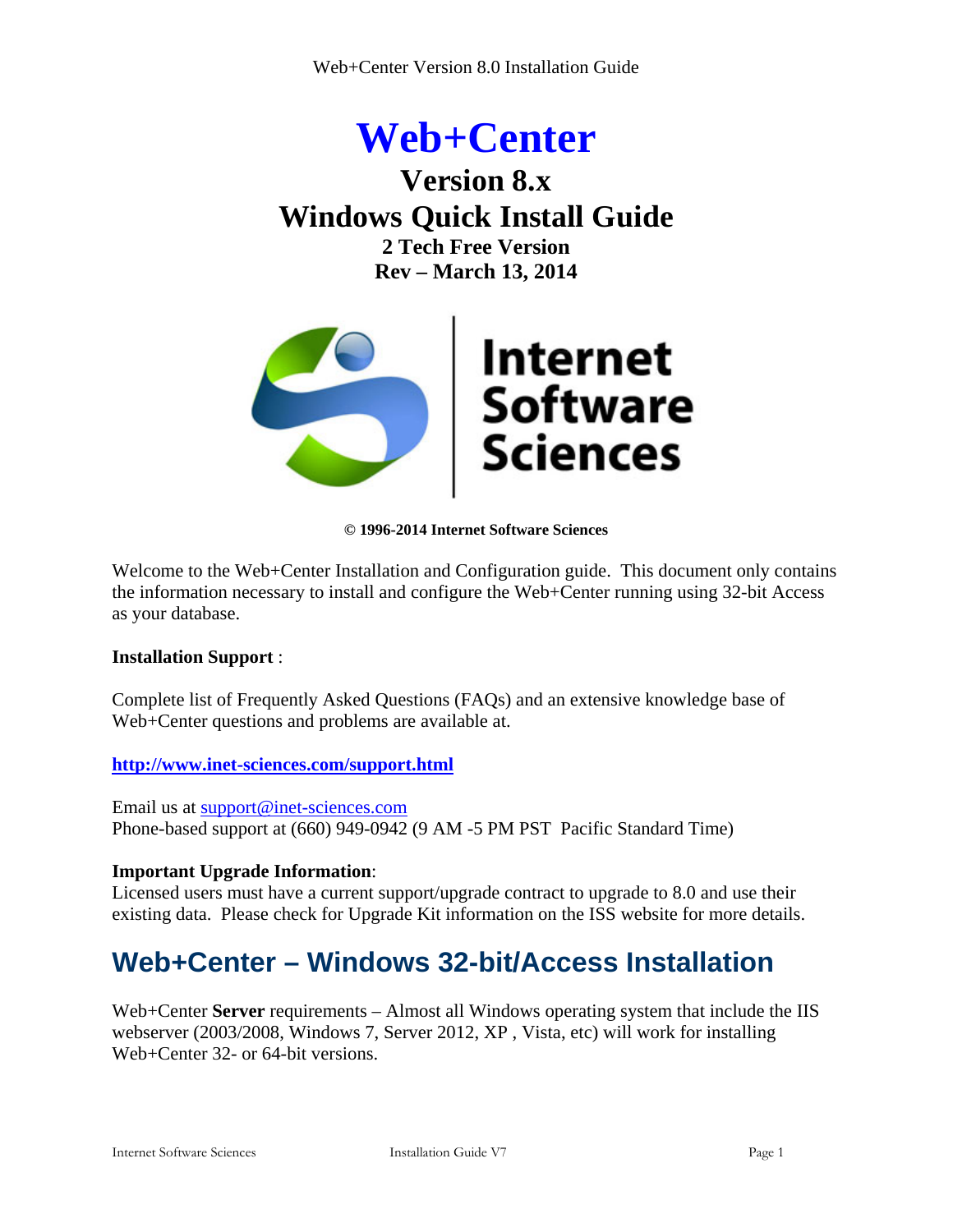# Web+Center

## Version 8.x
## Windows Quick Install Guide

**2 Tech Free Version**

**Rev – March 13, 2014**

Internet Software Sciences

**© 1996-2014 Internet Software Sciences**

Welcome to the Web+Center Installation and Configuration guide. This document only contains the information necessary to install and configure the Web+Center running using 32-bit Access as your database.

**Installation Support** :

Complete list of Frequently Asked Questions (FAQs) and an extensive knowledge base of Web+Center questions and problems are available at.

**http://www.inet-sciences.com/support.html**

Email us at support@inet-sciences.com
Phone-based support at (660) 949-0942 (9 AM -5 PM PST Pacific Standard Time)

**Important Upgrade Information**:
Licensed users must have a current support/upgrade contract to upgrade to 8.0 and use their existing data. Please check for Upgrade Kit information on the ISS website for more details.

## Web+Center – Windows 32-bit/Access Installation

Web+Center **Server** requirements – Almost all Windows operating system that include the IIS webserver (2003/2008, Windows 7, Server 2012, XP , Vista, etc) will work for installing Web+Center 32- or 64-bit versions.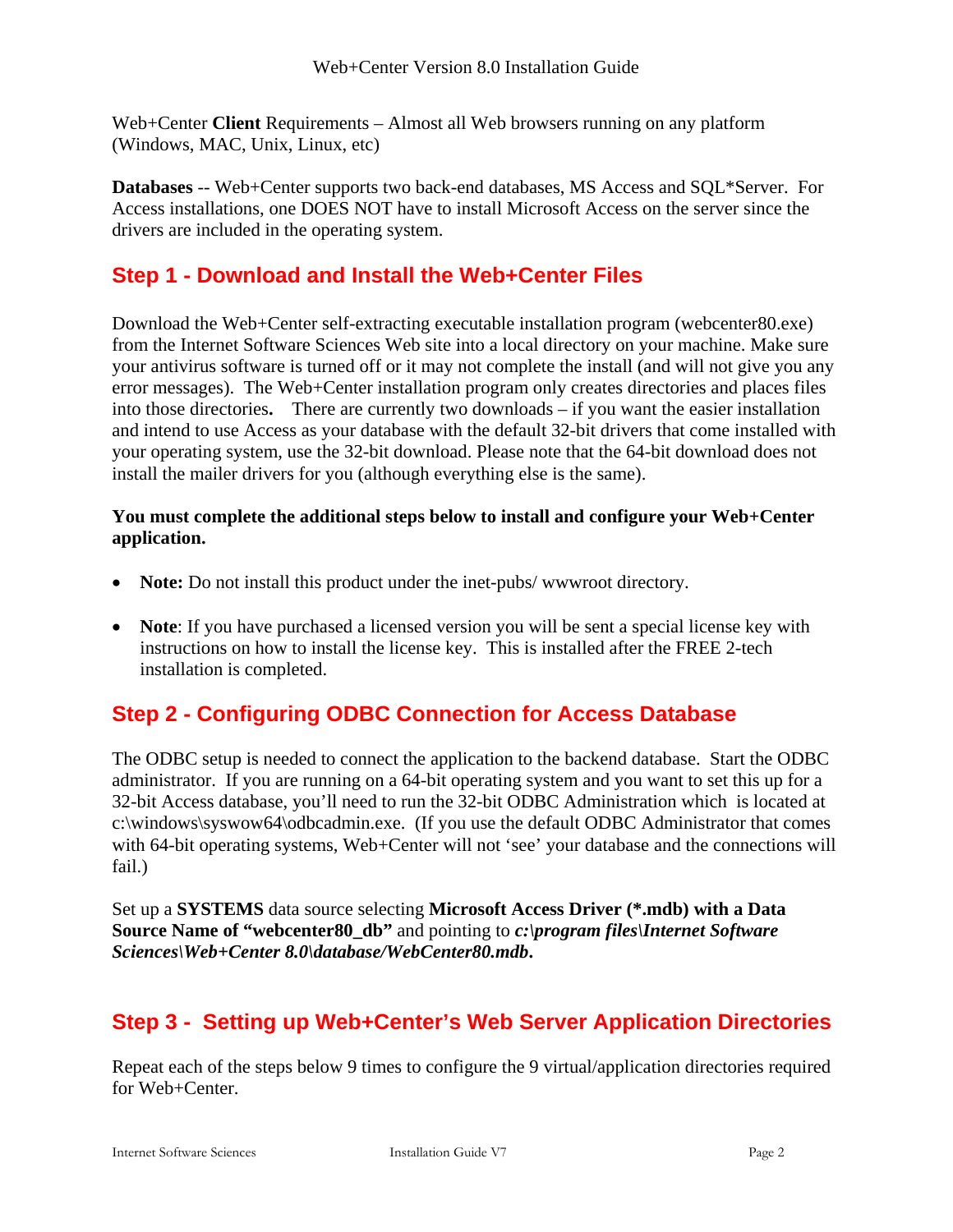Web+Center **Client** Requirements – Almost all Web browsers running on any platform (Windows, MAC, Unix, Linux, etc)

**Databases** -- Web+Center supports two back-end databases, MS Access and SQL*Server. For Access installations, one DOES NOT have to install Microsoft Access on the server since the drivers are included in the operating system.

## Step 1 - Download and Install the Web+Center Files

Download the Web+Center self-extracting executable installation program (webcenter80.exe) from the Internet Software Sciences Web site into a local directory on your machine. Make sure your antivirus software is turned off or it may not complete the install (and will not give you any error messages). The Web+Center installation program only creates directories and places files into those directories**.** There are currently two downloads – if you want the easier installation and intend to use Access as your database with the default 32-bit drivers that come installed with your operating system, use the 32-bit download. Please note that the 64-bit download does not install the mailer drivers for you (although everything else is the same).

**You must complete the additional steps below to install and configure your Web+Center application.**

- **Note:** Do not install this product under the inet-pubs/ wwwroot directory.
- **Note**: If you have purchased a licensed version you will be sent a special license key with instructions on how to install the license key. This is installed after the FREE 2-tech installation is completed.

## Step 2 - Configuring ODBC Connection for Access Database

The ODBC setup is needed to connect the application to the backend database. Start the ODBC administrator. If you are running on a 64-bit operating system and you want to set this up for a 32-bit Access database, you'll need to run the 32-bit ODBC Administration which is located at c:\windows\syswow64\odbcadmin.exe. (If you use the default ODBC Administrator that comes with 64-bit operating systems, Web+Center will not 'see' your database and the connections will fail.)

Set up a **SYSTEMS** data source selecting **Microsoft Access Driver (*.mdb) with a Data Source Name of "webcenter80_db"** and pointing to ***c:\program files\Internet Software Sciences\Web+Center 8.0\database/WebCenter80.mdb*.**

## Step 3 - Setting up Web+Center's Web Server Application Directories

Repeat each of the steps below 9 times to configure the 9 virtual/application directories required for Web+Center.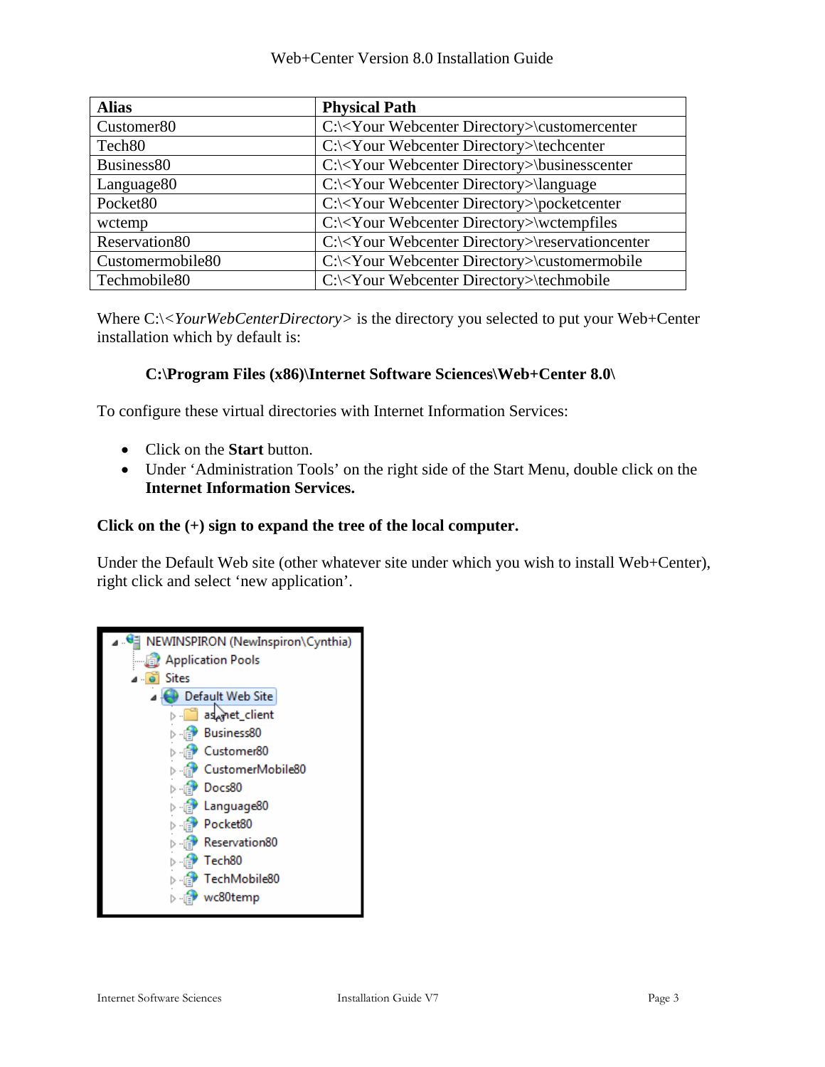| Alias | Physical Path |
|---|---|
| Customer80 | C:\<Your Webcenter Directory>\customercenter |
| Tech80 | C:\<Your Webcenter Directory>\techcenter |
| Business80 | C:\<Your Webcenter Directory>\businesscenter |
| Language80 | C:\<Your Webcenter Directory>\language |
| Pocket80 | C:\<Your Webcenter Directory>\pocketcenter |
| wctemp | C:\<Your Webcenter Directory>\wctempfiles |
| Reservation80 | C:\<Your Webcenter Directory>\reservationcenter |
| Customermobile80 | C:\<Your Webcenter Directory>\customermobile |
| Techmobile80 | C:\<Your Webcenter Directory>\techmobile |

Where C:\<*YourWebCenterDirectory*> is the directory you selected to put your Web+Center installation which by default is:

**C:\Program Files (x86)\Internet Software Sciences\Web+Center 8.0\**

To configure these virtual directories with Internet Information Services:

- Click on the **Start** button.
- Under 'Administration Tools' on the right side of the Start Menu, double click on the **Internet Information Services.**

**Click on the (+) sign to expand the tree of the local computer.**

Under the Default Web site (other whatever site under which you wish to install Web+Center), right click and select 'new application'.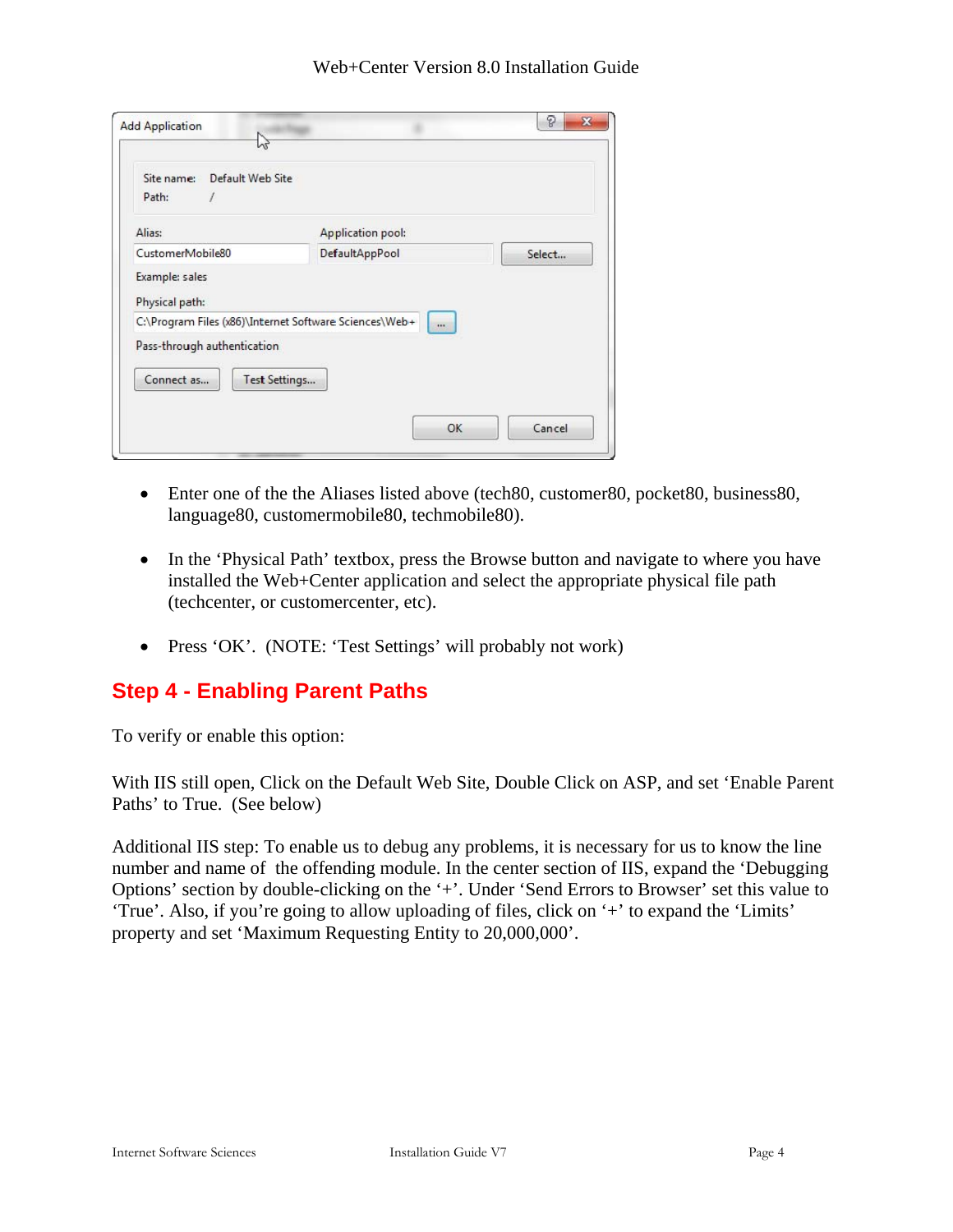- Enter one of the the Aliases listed above (tech80, customer80, pocket80, business80, language80, customermobile80, techmobile80).

- In the ‘Physical Path’ textbox, press the Browse button and navigate to where you have installed the Web+Center application and select the appropriate physical file path (techcenter, or customercenter, etc).

- Press ‘OK’.  (NOTE: ‘Test Settings’ will probably not work)

## Step 4 - Enabling Parent Paths

To verify or enable this option:

With IIS still open, Click on the Default Web Site, Double Click on ASP, and set ‘Enable Parent Paths’ to True.  (See below)

Additional IIS step: To enable us to debug any problems, it is necessary for us to know the line number and name of  the offending module. In the center section of IIS, expand the ‘Debugging Options’ section by double-clicking on the ‘+’. Under ‘Send Errors to Browser’ set this value to ‘True’. Also, if you’re going to allow uploading of files, click on ‘+’ to expand the ‘Limits’ property and set ‘Maximum Requesting Entity to 20,000,000’.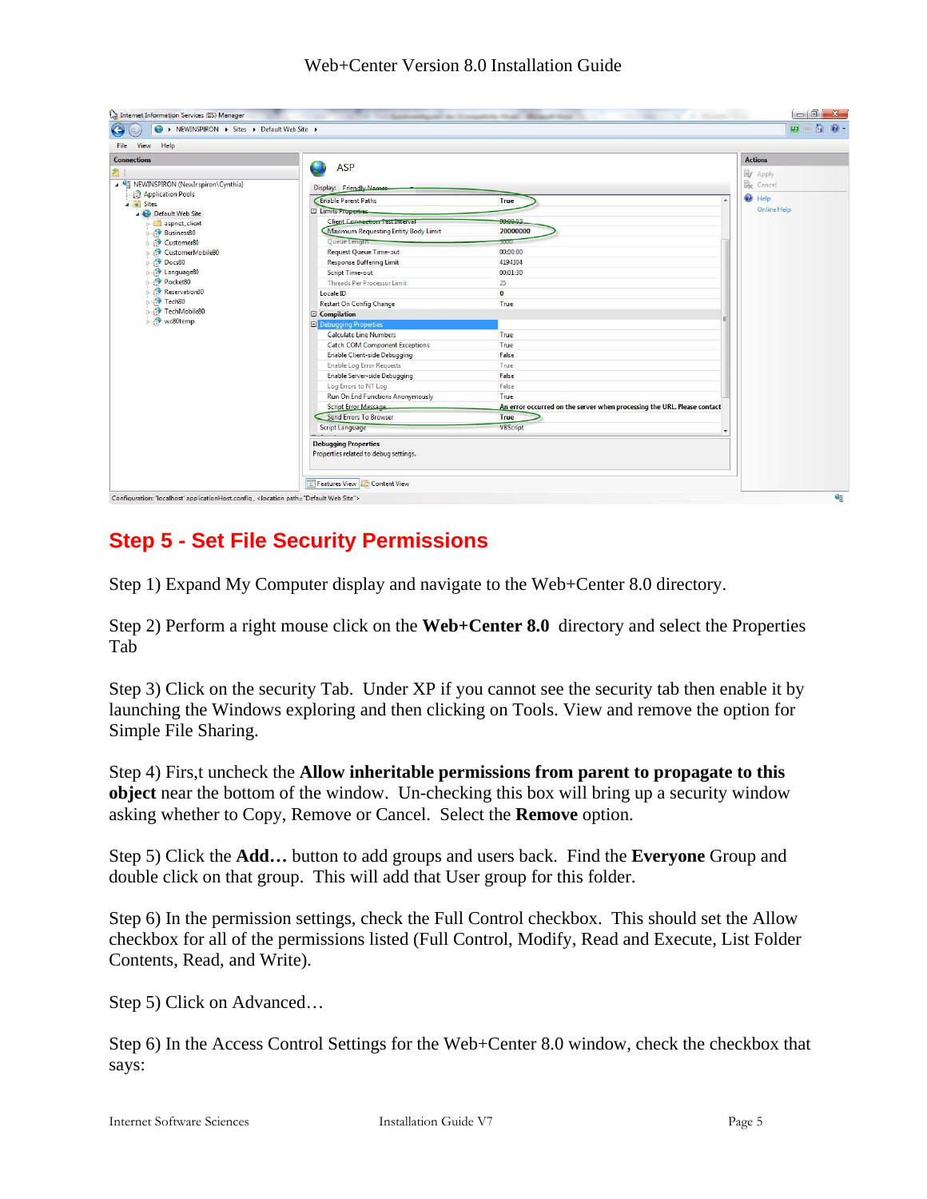## Step 5 - Set File Security Permissions

Step 1) Expand My Computer display and navigate to the Web+Center 8.0 directory.

Step 2) Perform a right mouse click on the **Web+Center 8.0** directory and select the Properties Tab

Step 3) Click on the security Tab. Under XP if you cannot see the security tab then enable it by launching the Windows exploring and then clicking on Tools. View and remove the option for Simple File Sharing.

Step 4) Firs,t uncheck the **Allow inheritable permissions from parent to propagate to this object** near the bottom of the window. Un-checking this box will bring up a security window asking whether to Copy, Remove or Cancel. Select the **Remove** option.

Step 5) Click the **Add…** button to add groups and users back. Find the **Everyone** Group and double click on that group. This will add that User group for this folder.

Step 6) In the permission settings, check the Full Control checkbox. This should set the Allow checkbox for all of the permissions listed (Full Control, Modify, Read and Execute, List Folder Contents, Read, and Write).

Step 5) Click on Advanced…

Step 6) In the Access Control Settings for the Web+Center 8.0 window, check the checkbox that says: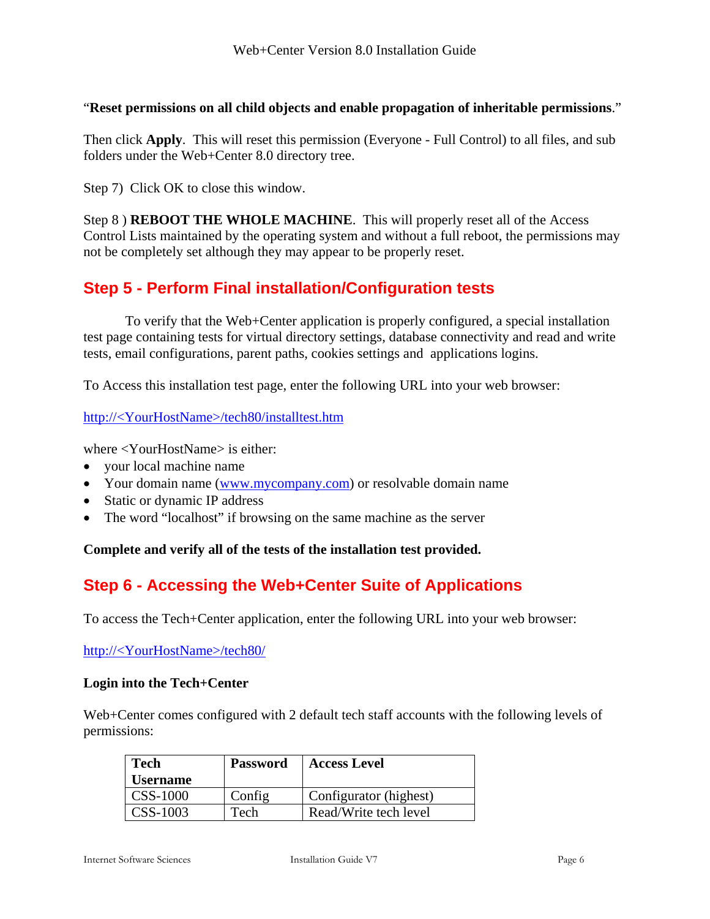"**Reset permissions on all child objects and enable propagation of inheritable permissions**."

Then click **Apply**. This will reset this permission (Everyone - Full Control) to all files, and sub folders under the Web+Center 8.0 directory tree.

Step 7) Click OK to close this window.

Step 8 ) **REBOOT THE WHOLE MACHINE**. This will properly reset all of the Access Control Lists maintained by the operating system and without a full reboot, the permissions may not be completely set although they may appear to be properly reset.

## Step 5 - Perform Final installation/Configuration tests

To verify that the Web+Center application is properly configured, a special installation test page containing tests for virtual directory settings, database connectivity and read and write tests, email configurations, parent paths, cookies settings and applications logins.

To Access this installation test page, enter the following URL into your web browser:

http://<YourHostName>/tech80/installtest.htm

where <YourHostName> is either:

- your local machine name
- Your domain name (www.mycompany.com) or resolvable domain name
- Static or dynamic IP address
- The word "localhost" if browsing on the same machine as the server

**Complete and verify all of the tests of the installation test provided.**

## Step 6 - Accessing the Web+Center Suite of Applications

To access the Tech+Center application, enter the following URL into your web browser:

http://<YourHostName>/tech80/

**Login into the Tech+Center**

Web+Center comes configured with 2 default tech staff accounts with the following levels of permissions:

| Tech Username | Password | Access Level |
|---|---|---|
| CSS-1000 | Config | Configurator (highest) |
| CSS-1003 | Tech | Read/Write tech level |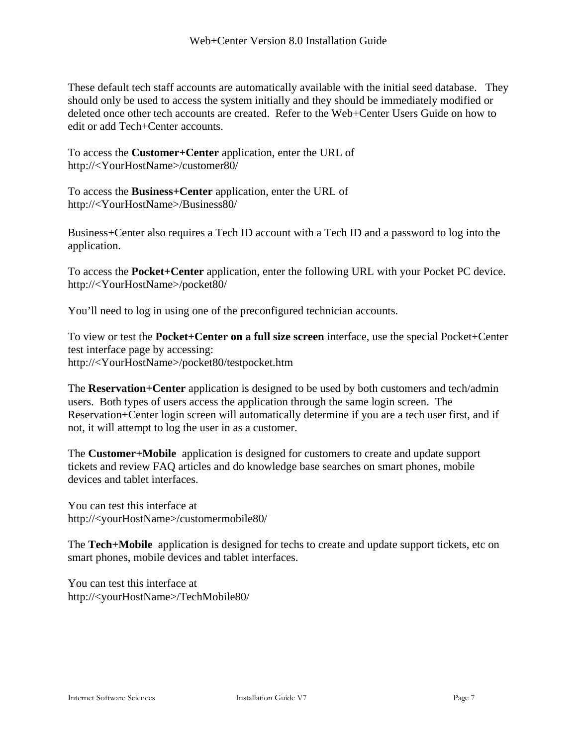These default tech staff accounts are automatically available with the initial seed database. They should only be used to access the system initially and they should be immediately modified or deleted once other tech accounts are created. Refer to the Web+Center Users Guide on how to edit or add Tech+Center accounts.

To access the **Customer+Center** application, enter the URL of
http://<YourHostName>/customer80/

To access the **Business+Center** application, enter the URL of
http://<YourHostName>/Business80/

Business+Center also requires a Tech ID account with a Tech ID and a password to log into the application.

To access the **Pocket+Center** application, enter the following URL with your Pocket PC device.
http://<YourHostName>/pocket80/

You'll need to log in using one of the preconfigured technician accounts.

To view or test the **Pocket+Center on a full size screen** interface, use the special Pocket+Center test interface page by accessing:
http://<YourHostName>/pocket80/testpocket.htm

The **Reservation+Center** application is designed to be used by both customers and tech/admin users. Both types of users access the application through the same login screen. The Reservation+Center login screen will automatically determine if you are a tech user first, and if not, it will attempt to log the user in as a customer.

The **Customer+Mobile** application is designed for customers to create and update support tickets and review FAQ articles and do knowledge base searches on smart phones, mobile devices and tablet interfaces.

You can test this interface at
http://<yourHostName>/customermobile80/

The **Tech+Mobile** application is designed for techs to create and update support tickets, etc on smart phones, mobile devices and tablet interfaces.

You can test this interface at
http://<yourHostName>/TechMobile80/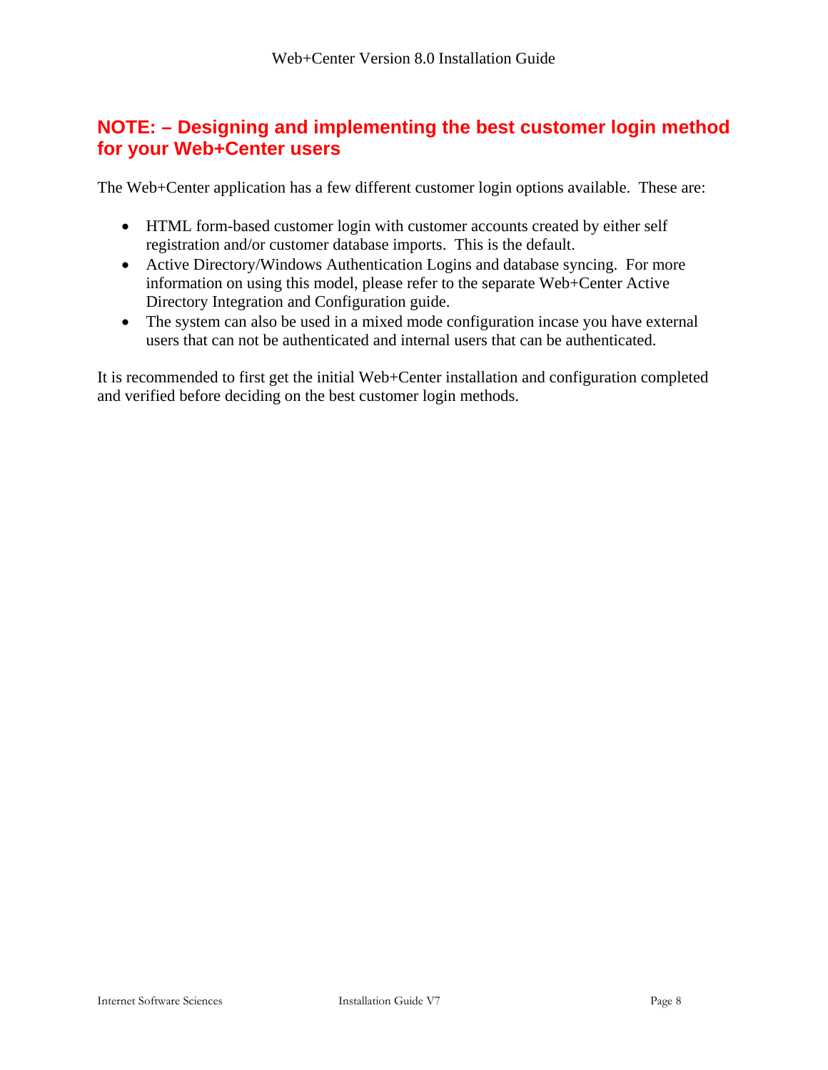## NOTE: – Designing and implementing the best customer login method for your Web+Center users

The Web+Center application has a few different customer login options available. These are:

- HTML form-based customer login with customer accounts created by either self registration and/or customer database imports. This is the default.
- Active Directory/Windows Authentication Logins and database syncing. For more information on using this model, please refer to the separate Web+Center Active Directory Integration and Configuration guide.
- The system can also be used in a mixed mode configuration incase you have external users that can not be authenticated and internal users that can be authenticated.

It is recommended to first get the initial Web+Center installation and configuration completed and verified before deciding on the best customer login methods.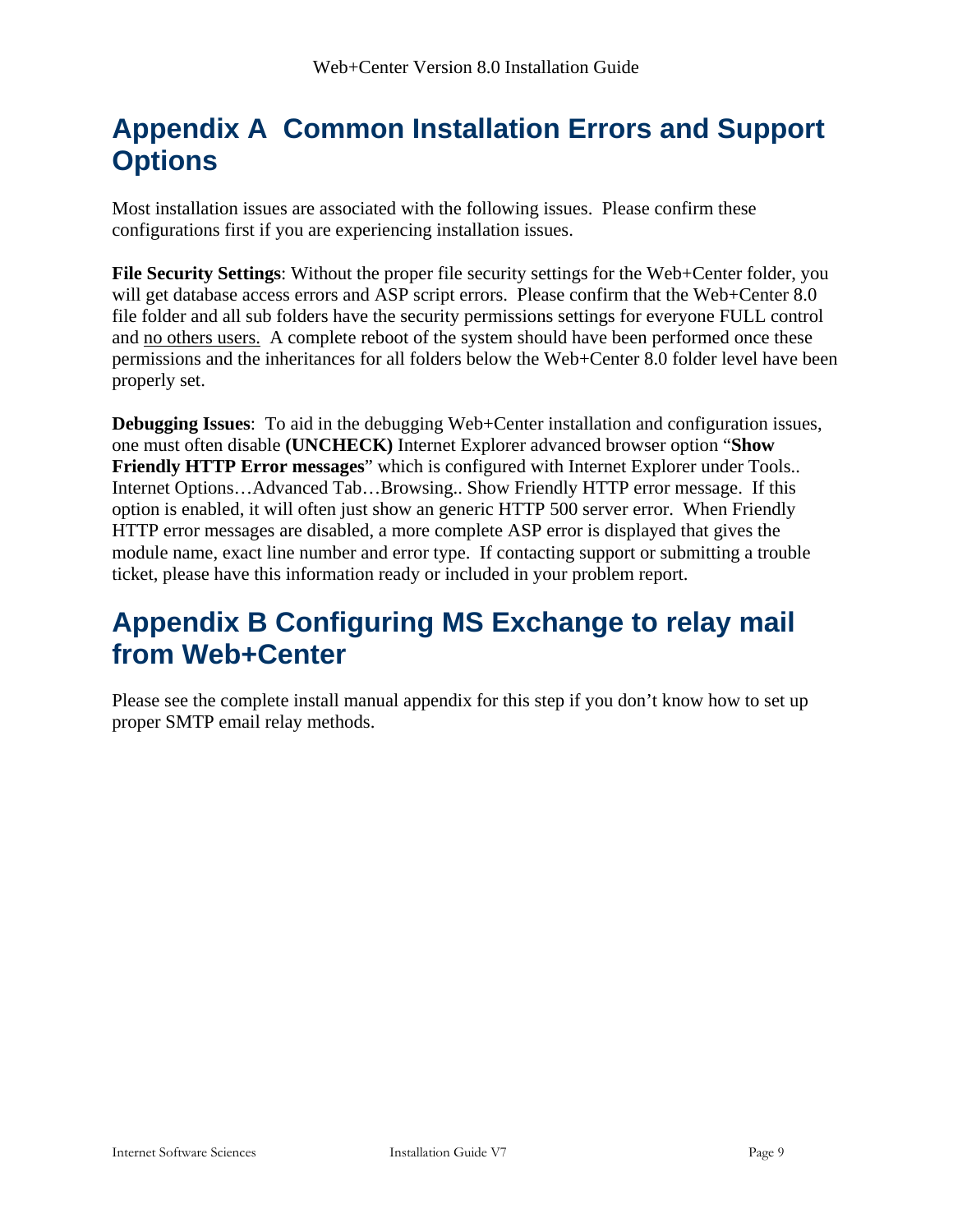# Appendix A Common Installation Errors and Support Options

Most installation issues are associated with the following issues. Please confirm these configurations first if you are experiencing installation issues.

**File Security Settings**: Without the proper file security settings for the Web+Center folder, you will get database access errors and ASP script errors. Please confirm that the Web+Center 8.0 file folder and all sub folders have the security permissions settings for everyone FULL control and <u>no others users.</u> A complete reboot of the system should have been performed once these permissions and the inheritances for all folders below the Web+Center 8.0 folder level have been properly set.

**Debugging Issues**: To aid in the debugging Web+Center installation and configuration issues, one must often disable **(UNCHECK)** Internet Explorer advanced browser option "**Show Friendly HTTP Error messages**" which is configured with Internet Explorer under Tools.. Internet Options…Advanced Tab…Browsing.. Show Friendly HTTP error message. If this option is enabled, it will often just show an generic HTTP 500 server error. When Friendly HTTP error messages are disabled, a more complete ASP error is displayed that gives the module name, exact line number and error type. If contacting support or submitting a trouble ticket, please have this information ready or included in your problem report.

# Appendix B Configuring MS Exchange to relay mail from Web+Center

Please see the complete install manual appendix for this step if you don't know how to set up proper SMTP email relay methods.